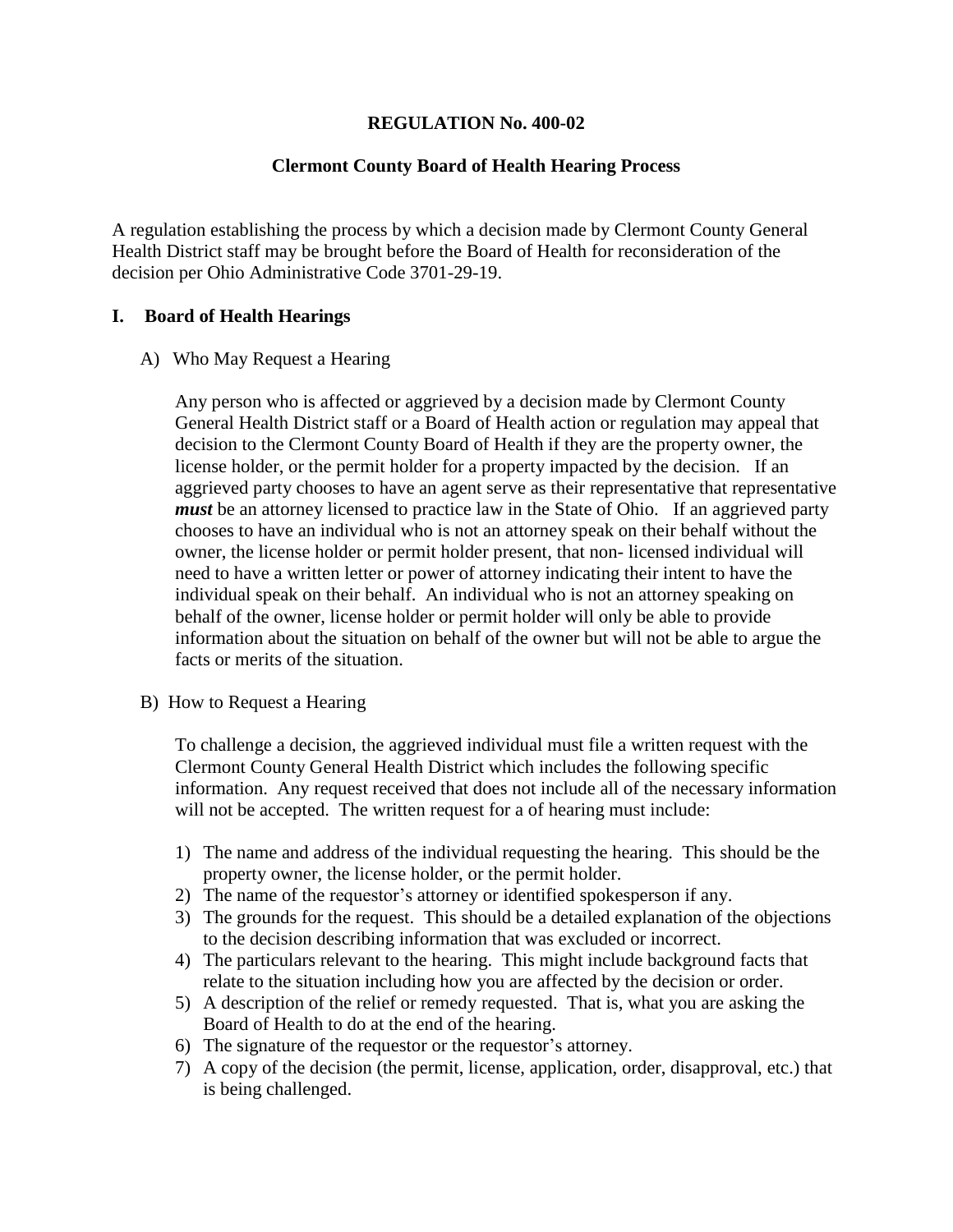# REGULATION No. 400-02

## Clermont County Board of Health Hearing Process

A regulation establishing the process by which a decision made by Clermont County General Health District staff may be brought before the Board of Health for reconsideration of the decision per Ohio Administrative Code 3701-29-19.

## I. Board of Health Hearings

### A) Who May Request a Hearing

Any person who is affected or aggrieved by a decision made by Clermont County General Health District staff or a Board of Health action or regulation may appeal that decision to the Clermont County Board of Health if they are the property owner, the license holder, or the permit holder for a property impacted by the decision. If an aggrieved party chooses to have an agent serve as their representative that representative ***must*** be an attorney licensed to practice law in the State of Ohio. If an aggrieved party chooses to have an individual who is not an attorney speak on their behalf without the owner, the license holder or permit holder present, that non- licensed individual will need to have a written letter or power of attorney indicating their intent to have the individual speak on their behalf. An individual who is not an attorney speaking on behalf of the owner, license holder or permit holder will only be able to provide information about the situation on behalf of the owner but will not be able to argue the facts or merits of the situation.

### B) How to Request a Hearing

To challenge a decision, the aggrieved individual must file a written request with the Clermont County General Health District which includes the following specific information. Any request received that does not include all of the necessary information will not be accepted. The written request for a of hearing must include:

1) The name and address of the individual requesting the hearing. This should be the property owner, the license holder, or the permit holder.
2) The name of the requestor's attorney or identified spokesperson if any.
3) The grounds for the request. This should be a detailed explanation of the objections to the decision describing information that was excluded or incorrect.
4) The particulars relevant to the hearing. This might include background facts that relate to the situation including how you are affected by the decision or order.
5) A description of the relief or remedy requested. That is, what you are asking the Board of Health to do at the end of the hearing.
6) The signature of the requestor or the requestor's attorney.
7) A copy of the decision (the permit, license, application, order, disapproval, etc.) that is being challenged.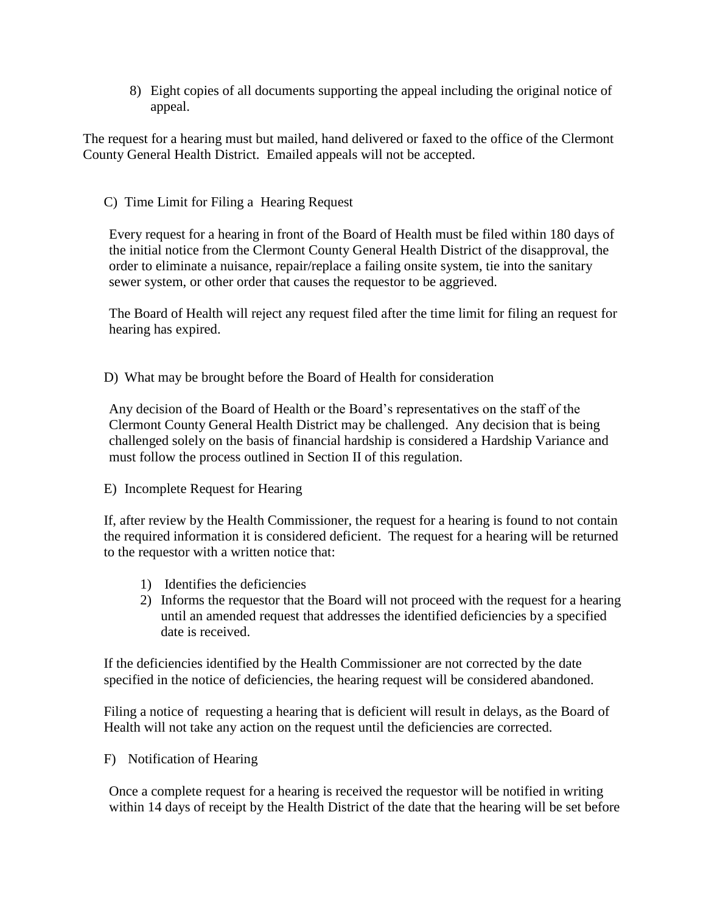8) Eight copies of all documents supporting the appeal including the original notice of appeal.

The request for a hearing must but mailed, hand delivered or faxed to the office of the Clermont County General Health District. Emailed appeals will not be accepted.

C) Time Limit for Filing a Hearing Request

Every request for a hearing in front of the Board of Health must be filed within 180 days of the initial notice from the Clermont County General Health District of the disapproval, the order to eliminate a nuisance, repair/replace a failing onsite system, tie into the sanitary sewer system, or other order that causes the requestor to be aggrieved.

The Board of Health will reject any request filed after the time limit for filing an request for hearing has expired.

D) What may be brought before the Board of Health for consideration

Any decision of the Board of Health or the Board's representatives on the staff of the Clermont County General Health District may be challenged. Any decision that is being challenged solely on the basis of financial hardship is considered a Hardship Variance and must follow the process outlined in Section II of this regulation.

E) Incomplete Request for Hearing

If, after review by the Health Commissioner, the request for a hearing is found to not contain the required information it is considered deficient. The request for a hearing will be returned to the requestor with a written notice that:

1) Identifies the deficiencies
2) Informs the requestor that the Board will not proceed with the request for a hearing until an amended request that addresses the identified deficiencies by a specified date is received.

If the deficiencies identified by the Health Commissioner are not corrected by the date specified in the notice of deficiencies, the hearing request will be considered abandoned.

Filing a notice of requesting a hearing that is deficient will result in delays, as the Board of Health will not take any action on the request until the deficiencies are corrected.

F) Notification of Hearing

Once a complete request for a hearing is received the requestor will be notified in writing within 14 days of receipt by the Health District of the date that the hearing will be set before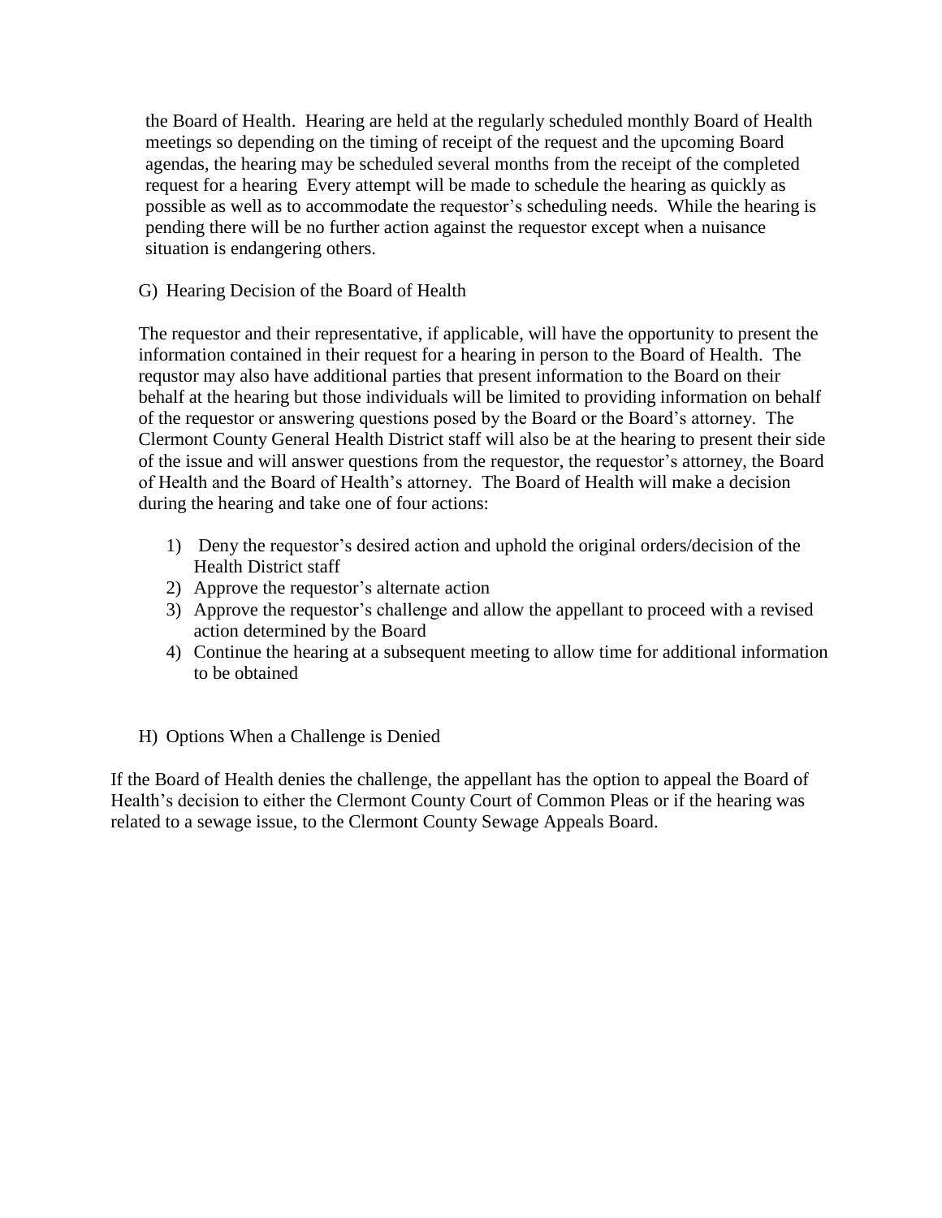the Board of Health. Hearing are held at the regularly scheduled monthly Board of Health meetings so depending on the timing of receipt of the request and the upcoming Board agendas, the hearing may be scheduled several months from the receipt of the completed request for a hearing Every attempt will be made to schedule the hearing as quickly as possible as well as to accommodate the requestor's scheduling needs. While the hearing is pending there will be no further action against the requestor except when a nuisance situation is endangering others.

G) Hearing Decision of the Board of Health

The requestor and their representative, if applicable, will have the opportunity to present the information contained in their request for a hearing in person to the Board of Health. The requstor may also have additional parties that present information to the Board on their behalf at the hearing but those individuals will be limited to providing information on behalf of the requestor or answering questions posed by the Board or the Board's attorney. The Clermont County General Health District staff will also be at the hearing to present their side of the issue and will answer questions from the requestor, the requestor's attorney, the Board of Health and the Board of Health's attorney. The Board of Health will make a decision during the hearing and take one of four actions:

1) Deny the requestor's desired action and uphold the original orders/decision of the Health District staff
2) Approve the requestor's alternate action
3) Approve the requestor's challenge and allow the appellant to proceed with a revised action determined by the Board
4) Continue the hearing at a subsequent meeting to allow time for additional information to be obtained

H) Options When a Challenge is Denied

If the Board of Health denies the challenge, the appellant has the option to appeal the Board of Health's decision to either the Clermont County Court of Common Pleas or if the hearing was related to a sewage issue, to the Clermont County Sewage Appeals Board.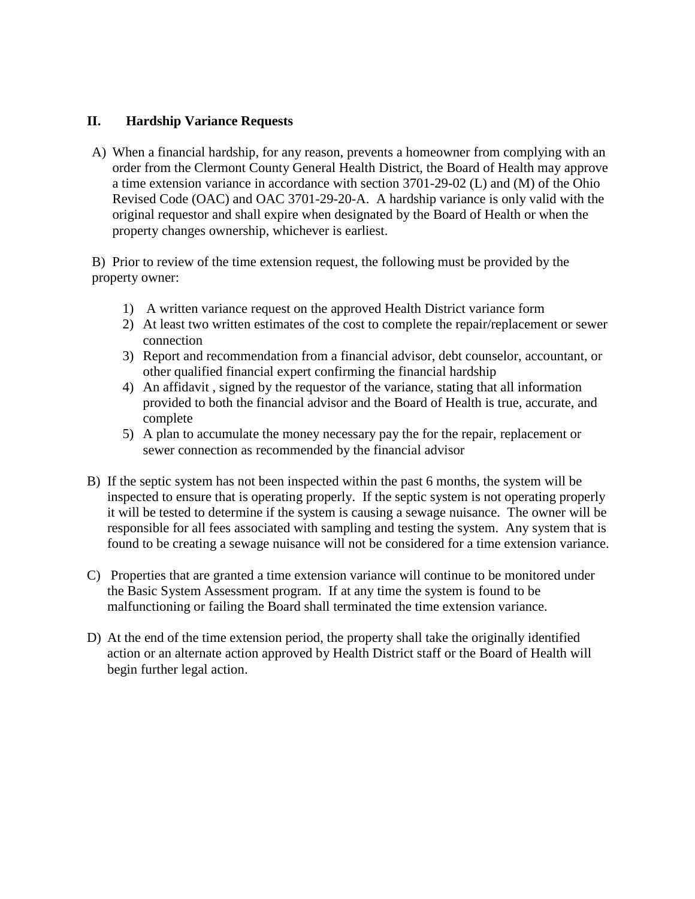## II. Hardship Variance Requests

A) When a financial hardship, for any reason, prevents a homeowner from complying with an order from the Clermont County General Health District, the Board of Health may approve a time extension variance in accordance with section 3701-29-02 (L) and (M) of the Ohio Revised Code (OAC) and OAC 3701-29-20-A. A hardship variance is only valid with the original requestor and shall expire when designated by the Board of Health or when the property changes ownership, whichever is earliest.

B) Prior to review of the time extension request, the following must be provided by the property owner:

1) A written variance request on the approved Health District variance form
2) At least two written estimates of the cost to complete the repair/replacement or sewer connection
3) Report and recommendation from a financial advisor, debt counselor, accountant, or other qualified financial expert confirming the financial hardship
4) An affidavit , signed by the requestor of the variance, stating that all information provided to both the financial advisor and the Board of Health is true, accurate, and complete
5) A plan to accumulate the money necessary pay the for the repair, replacement or sewer connection as recommended by the financial advisor

B) If the septic system has not been inspected within the past 6 months, the system will be inspected to ensure that is operating properly. If the septic system is not operating properly it will be tested to determine if the system is causing a sewage nuisance. The owner will be responsible for all fees associated with sampling and testing the system. Any system that is found to be creating a sewage nuisance will not be considered for a time extension variance.

C) Properties that are granted a time extension variance will continue to be monitored under the Basic System Assessment program. If at any time the system is found to be malfunctioning or failing the Board shall terminated the time extension variance.

D) At the end of the time extension period, the property shall take the originally identified action or an alternate action approved by Health District staff or the Board of Health will begin further legal action.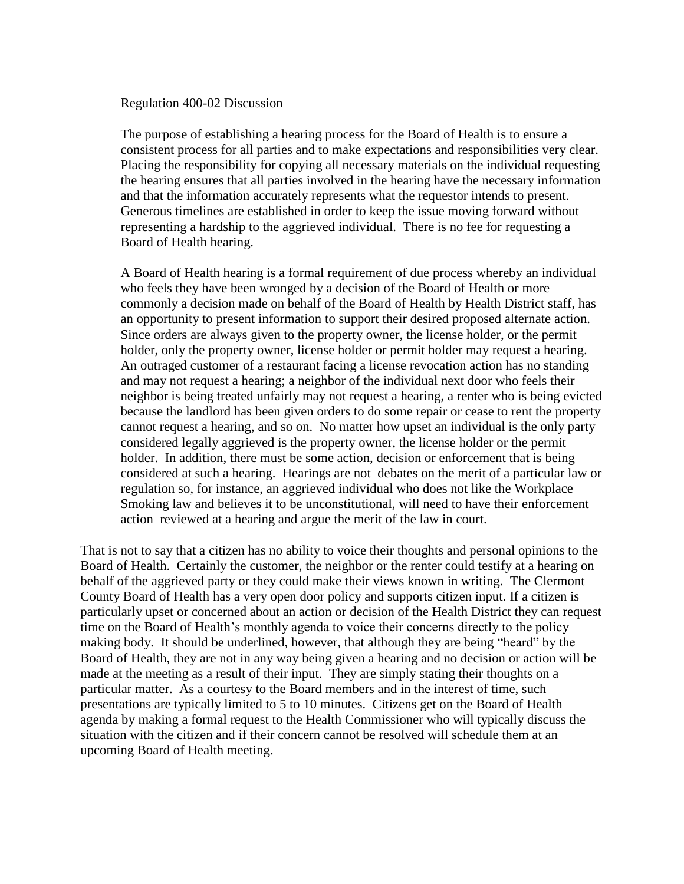Regulation 400-02 Discussion

The purpose of establishing a hearing process for the Board of Health is to ensure a consistent process for all parties and to make expectations and responsibilities very clear. Placing the responsibility for copying all necessary materials on the individual requesting the hearing ensures that all parties involved in the hearing have the necessary information and that the information accurately represents what the requestor intends to present. Generous timelines are established in order to keep the issue moving forward without representing a hardship to the aggrieved individual. There is no fee for requesting a Board of Health hearing.

A Board of Health hearing is a formal requirement of due process whereby an individual who feels they have been wronged by a decision of the Board of Health or more commonly a decision made on behalf of the Board of Health by Health District staff, has an opportunity to present information to support their desired proposed alternate action. Since orders are always given to the property owner, the license holder, or the permit holder, only the property owner, license holder or permit holder may request a hearing. An outraged customer of a restaurant facing a license revocation action has no standing and may not request a hearing; a neighbor of the individual next door who feels their neighbor is being treated unfairly may not request a hearing, a renter who is being evicted because the landlord has been given orders to do some repair or cease to rent the property cannot request a hearing, and so on. No matter how upset an individual is the only party considered legally aggrieved is the property owner, the license holder or the permit holder. In addition, there must be some action, decision or enforcement that is being considered at such a hearing. Hearings are not debates on the merit of a particular law or regulation so, for instance, an aggrieved individual who does not like the Workplace Smoking law and believes it to be unconstitutional, will need to have their enforcement action reviewed at a hearing and argue the merit of the law in court.

That is not to say that a citizen has no ability to voice their thoughts and personal opinions to the Board of Health. Certainly the customer, the neighbor or the renter could testify at a hearing on behalf of the aggrieved party or they could make their views known in writing. The Clermont County Board of Health has a very open door policy and supports citizen input. If a citizen is particularly upset or concerned about an action or decision of the Health District they can request time on the Board of Health's monthly agenda to voice their concerns directly to the policy making body. It should be underlined, however, that although they are being "heard" by the Board of Health, they are not in any way being given a hearing and no decision or action will be made at the meeting as a result of their input. They are simply stating their thoughts on a particular matter. As a courtesy to the Board members and in the interest of time, such presentations are typically limited to 5 to 10 minutes. Citizens get on the Board of Health agenda by making a formal request to the Health Commissioner who will typically discuss the situation with the citizen and if their concern cannot be resolved will schedule them at an upcoming Board of Health meeting.